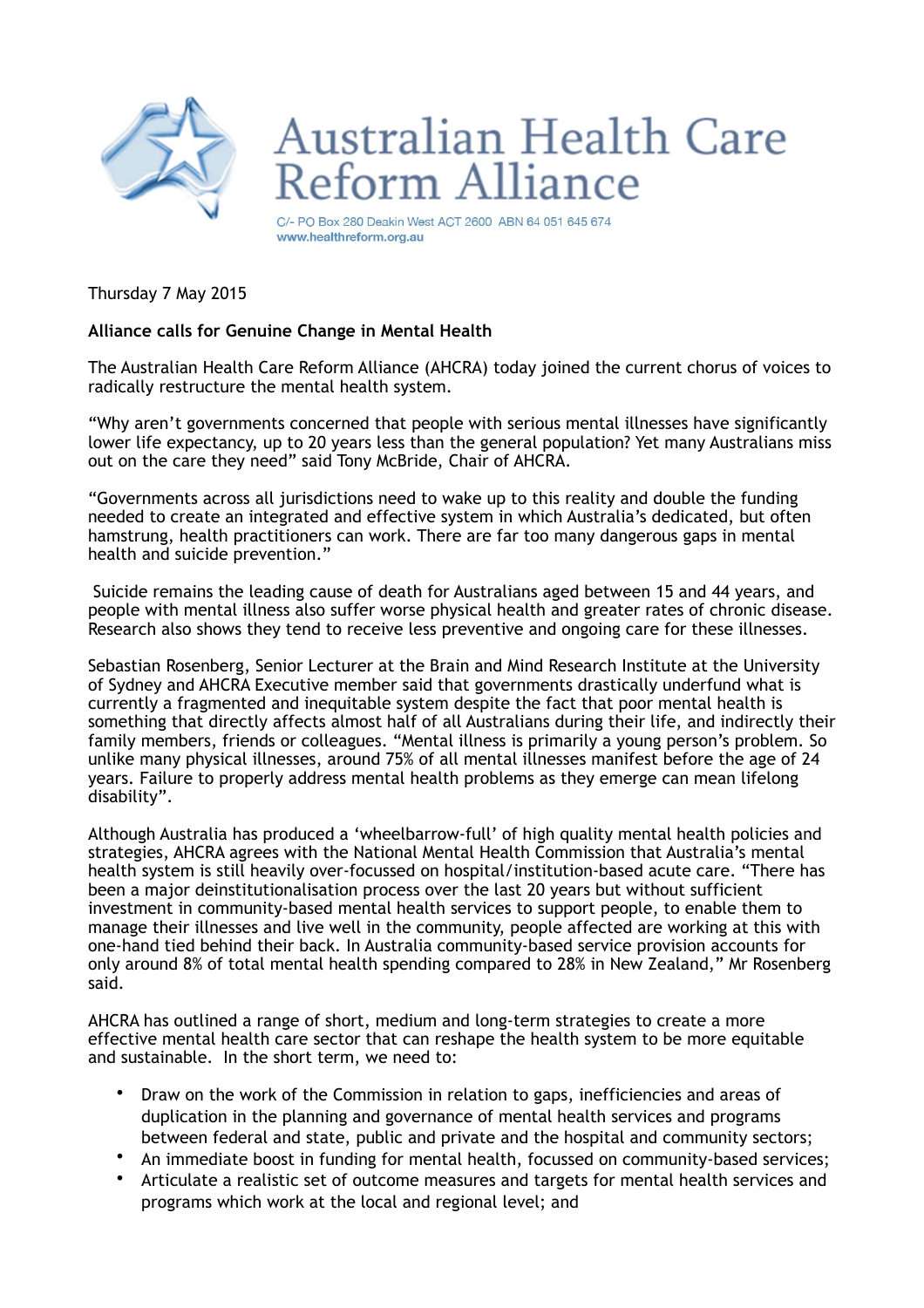# Australian Health Care Reform Alliance

C/- PO Box 280 Deakin West ACT 2600 ABN 64 051 645 674
www.healthreform.org.au

Thursday 7 May 2015

**Alliance calls for Genuine Change in Mental Health**

The Australian Health Care Reform Alliance (AHCRA) today joined the current chorus of voices to radically restructure the mental health system.

"Why aren't governments concerned that people with serious mental illnesses have significantly lower life expectancy, up to 20 years less than the general population? Yet many Australians miss out on the care they need" said Tony McBride, Chair of AHCRA.

"Governments across all jurisdictions need to wake up to this reality and double the funding needed to create an integrated and effective system in which Australia's dedicated, but often hamstrung, health practitioners can work. There are far too many dangerous gaps in mental health and suicide prevention."

Suicide remains the leading cause of death for Australians aged between 15 and 44 years, and people with mental illness also suffer worse physical health and greater rates of chronic disease. Research also shows they tend to receive less preventive and ongoing care for these illnesses.

Sebastian Rosenberg, Senior Lecturer at the Brain and Mind Research Institute at the University of Sydney and AHCRA Executive member said that governments drastically underfund what is currently a fragmented and inequitable system despite the fact that poor mental health is something that directly affects almost half of all Australians during their life, and indirectly their family members, friends or colleagues. "Mental illness is primarily a young person's problem. So unlike many physical illnesses, around 75% of all mental illnesses manifest before the age of 24 years. Failure to properly address mental health problems as they emerge can mean lifelong disability".

Although Australia has produced a 'wheelbarrow-full' of high quality mental health policies and strategies, AHCRA agrees with the National Mental Health Commission that Australia's mental health system is still heavily over-focussed on hospital/institution-based acute care. "There has been a major deinstitutionalisation process over the last 20 years but without sufficient investment in community-based mental health services to support people, to enable them to manage their illnesses and live well in the community, people affected are working at this with one-hand tied behind their back. In Australia community-based service provision accounts for only around 8% of total mental health spending compared to 28% in New Zealand," Mr Rosenberg said.

AHCRA has outlined a range of short, medium and long-term strategies to create a more effective mental health care sector that can reshape the health system to be more equitable and sustainable. In the short term, we need to:

- Draw on the work of the Commission in relation to gaps, inefficiencies and areas of duplication in the planning and governance of mental health services and programs between federal and state, public and private and the hospital and community sectors;
- An immediate boost in funding for mental health, focussed on community-based services;
- Articulate a realistic set of outcome measures and targets for mental health services and programs which work at the local and regional level; and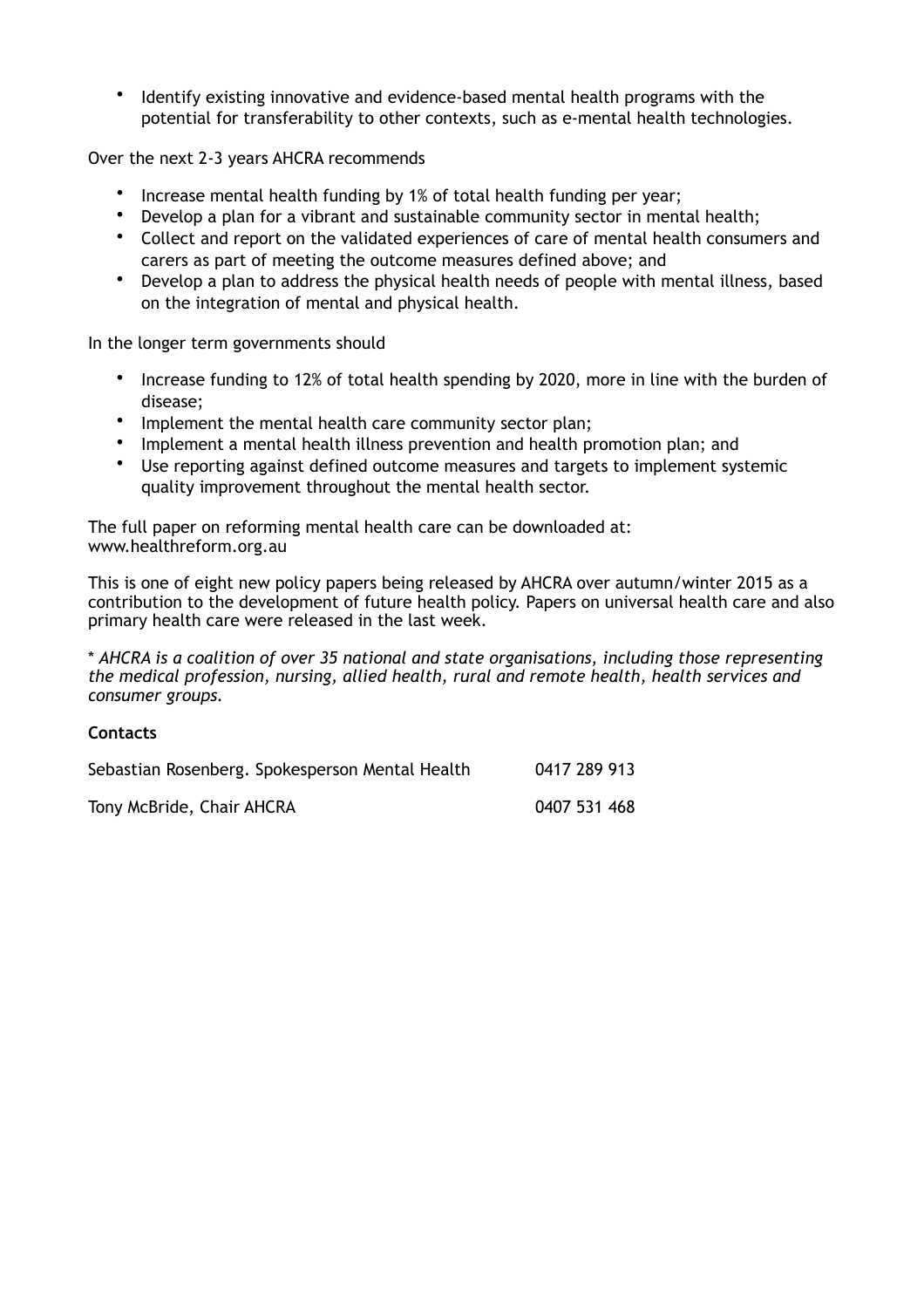- Identify existing innovative and evidence-based mental health programs with the potential for transferability to other contexts, such as e-mental health technologies.

Over the next 2-3 years AHCRA recommends

- Increase mental health funding by 1% of total health funding per year;
- Develop a plan for a vibrant and sustainable community sector in mental health;
- Collect and report on the validated experiences of care of mental health consumers and carers as part of meeting the outcome measures defined above; and
- Develop a plan to address the physical health needs of people with mental illness, based on the integration of mental and physical health.

In the longer term governments should

- Increase funding to 12% of total health spending by 2020, more in line with the burden of disease;
- Implement the mental health care community sector plan;
- Implement a mental health illness prevention and health promotion plan; and
- Use reporting against defined outcome measures and targets to implement systemic quality improvement throughout the mental health sector.

The full paper on reforming mental health care can be downloaded at: www.healthreform.org.au

This is one of eight new policy papers being released by AHCRA over autumn/winter 2015 as a contribution to the development of future health policy. Papers on universal health care and also primary health care were released in the last week.

*\* AHCRA is a coalition of over 35 national and state organisations, including those representing the medical profession, nursing, allied health, rural and remote health, health services and consumer groups.*

**Contacts**

| | |
|---|---|
| Sebastian Rosenberg. Spokesperson Mental Health | 0417 289 913 |
| Tony McBride, Chair AHCRA | 0407 531 468 |